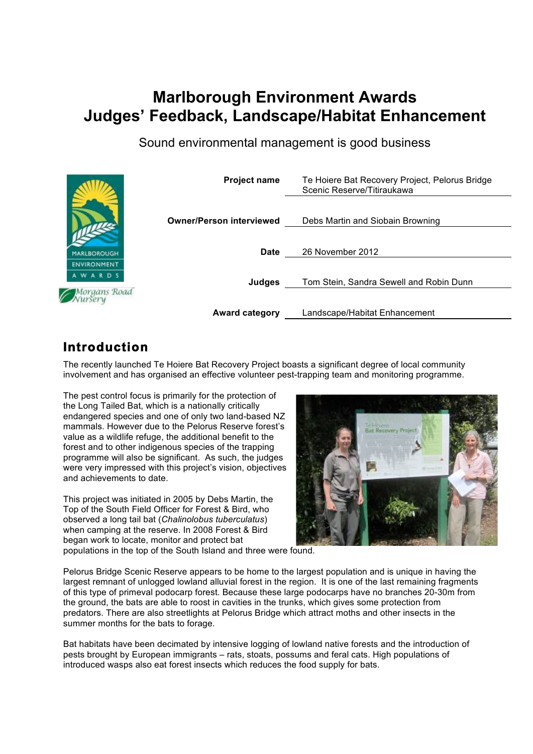# Marlborough Environment Awards
# Judges' Feedback, Landscape/Habitat Enhancement

Sound environmental management is good business

| | |
|---|---|
| **Project name** | Te Hoiere Bat Recovery Project, Pelorus Bridge Scenic Reserve/Titiraukawa |
| **Owner/Person interviewed** | Debs Martin and Siobain Browning |
| **Date** | 26 November 2012 |
| **Judges** | Tom Stein, Sandra Sewell and Robin Dunn |
| **Award category** | Landscape/Habitat Enhancement |

## Introduction

The recently launched Te Hoiere Bat Recovery Project boasts a significant degree of local community involvement and has organised an effective volunteer pest-trapping team and monitoring programme.

The pest control focus is primarily for the protection of the Long Tailed Bat, which is a nationally critically endangered species and one of only two land-based NZ mammals. However due to the Pelorus Reserve forest's value as a wildlife refuge, the additional benefit to the forest and to other indigenous species of the trapping programme will also be significant. As such, the judges were very impressed with this project's vision, objectives and achievements to date.

This project was initiated in 2005 by Debs Martin, the Top of the South Field Officer for Forest & Bird, who observed a long tail bat (*Chalinolobus tuberculatus*) when camping at the reserve. In 2008 Forest & Bird began work to locate, monitor and protect bat populations in the top of the South Island and three were found.

Pelorus Bridge Scenic Reserve appears to be home to the largest population and is unique in having the largest remnant of unlogged lowland alluvial forest in the region. It is one of the last remaining fragments of this type of primeval podocarp forest. Because these large podocarps have no branches 20-30m from the ground, the bats are able to roost in cavities in the trunks, which gives some protection from predators. There are also streetlights at Pelorus Bridge which attract moths and other insects in the summer months for the bats to forage.

Bat habitats have been decimated by intensive logging of lowland native forests and the introduction of pests brought by European immigrants – rats, stoats, possums and feral cats. High populations of introduced wasps also eat forest insects which reduces the food supply for bats.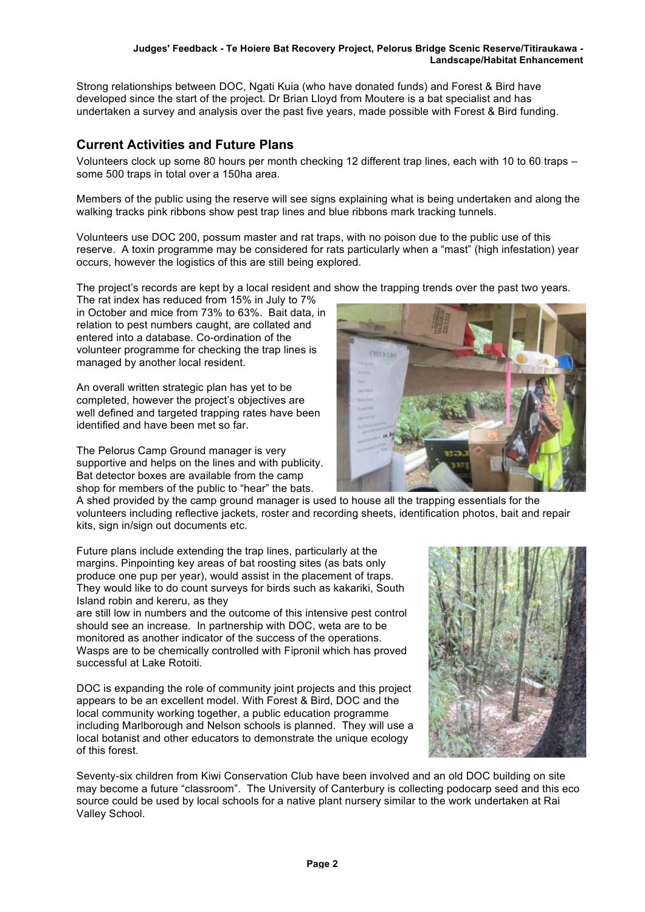Strong relationships between DOC, Ngati Kuia (who have donated funds) and Forest & Bird have developed since the start of the project. Dr Brian Lloyd from Moutere is a bat specialist and has undertaken a survey and analysis over the past five years, made possible with Forest & Bird funding.

## Current Activities and Future Plans

Volunteers clock up some 80 hours per month checking 12 different trap lines, each with 10 to 60 traps – some 500 traps in total over a 150ha area.

Members of the public using the reserve will see signs explaining what is being undertaken and along the walking tracks pink ribbons show pest trap lines and blue ribbons mark tracking tunnels.

Volunteers use DOC 200, possum master and rat traps, with no poison due to the public use of this reserve. A toxin programme may be considered for rats particularly when a "mast" (high infestation) year occurs, however the logistics of this are still being explored.

The project's records are kept by a local resident and show the trapping trends over the past two years. The rat index has reduced from 15% in July to 7% in October and mice from 73% to 63%. Bait data, in relation to pest numbers caught, are collated and entered into a database. Co-ordination of the volunteer programme for checking the trap lines is managed by another local resident.

An overall written strategic plan has yet to be completed, however the project's objectives are well defined and targeted trapping rates have been identified and have been met so far.

The Pelorus Camp Ground manager is very supportive and helps on the lines and with publicity. Bat detector boxes are available from the camp shop for members of the public to "hear" the bats. A shed provided by the camp ground manager is used to house all the trapping essentials for the volunteers including reflective jackets, roster and recording sheets, identification photos, bait and repair kits, sign in/sign out documents etc.

Future plans include extending the trap lines, particularly at the margins. Pinpointing key areas of bat roosting sites (as bats only produce one pup per year), would assist in the placement of traps. They would like to do count surveys for birds such as kakariki, South Island robin and kereru, as they are still low in numbers and the outcome of this intensive pest control should see an increase. In partnership with DOC, weta are to be monitored as another indicator of the success of the operations. Wasps are to be chemically controlled with Fipronil which has proved successful at Lake Rotoiti.

DOC is expanding the role of community joint projects and this project appears to be an excellent model. With Forest & Bird, DOC and the local community working together, a public education programme including Marlborough and Nelson schools is planned. They will use a local botanist and other educators to demonstrate the unique ecology of this forest.

Seventy-six children from Kiwi Conservation Club have been involved and an old DOC building on site may become a future "classroom". The University of Canterbury is collecting podocarp seed and this eco source could be used by local schools for a native plant nursery similar to the work undertaken at Rai Valley School.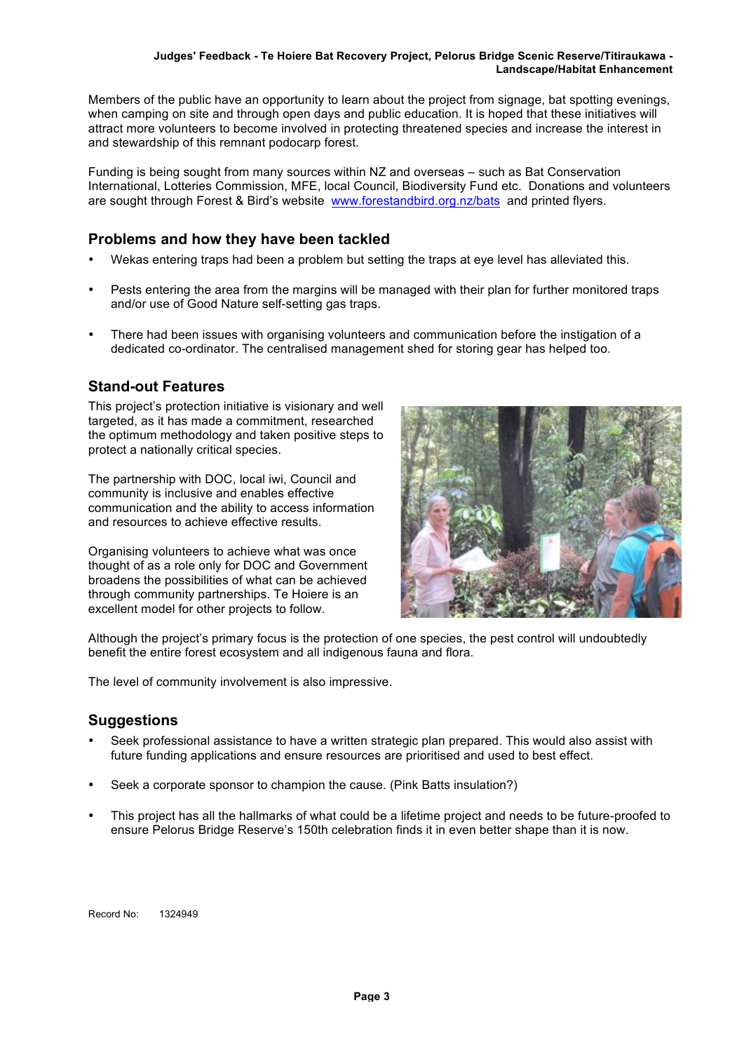Members of the public have an opportunity to learn about the project from signage, bat spotting evenings, when camping on site and through open days and public education. It is hoped that these initiatives will attract more volunteers to become involved in protecting threatened species and increase the interest in and stewardship of this remnant podocarp forest.

Funding is being sought from many sources within NZ and overseas – such as Bat Conservation International, Lotteries Commission, MFE, local Council, Biodiversity Fund etc. Donations and volunteers are sought through Forest & Bird's website www.forestandbird.org.nz/bats and printed flyers.

## Problems and how they have been tackled

- Wekas entering traps had been a problem but setting the traps at eye level has alleviated this.
- Pests entering the area from the margins will be managed with their plan for further monitored traps and/or use of Good Nature self-setting gas traps.
- There had been issues with organising volunteers and communication before the instigation of a dedicated co-ordinator. The centralised management shed for storing gear has helped too.

## Stand-out Features

This project's protection initiative is visionary and well targeted, as it has made a commitment, researched the optimum methodology and taken positive steps to protect a nationally critical species.

The partnership with DOC, local iwi, Council and community is inclusive and enables effective communication and the ability to access information and resources to achieve effective results.

Organising volunteers to achieve what was once thought of as a role only for DOC and Government broadens the possibilities of what can be achieved through community partnerships. Te Hoiere is an excellent model for other projects to follow.

Although the project's primary focus is the protection of one species, the pest control will undoubtedly benefit the entire forest ecosystem and all indigenous fauna and flora.

The level of community involvement is also impressive.

## Suggestions

- Seek professional assistance to have a written strategic plan prepared. This would also assist with future funding applications and ensure resources are prioritised and used to best effect.
- Seek a corporate sponsor to champion the cause. (Pink Batts insulation?)
- This project has all the hallmarks of what could be a lifetime project and needs to be future-proofed to ensure Pelorus Bridge Reserve's 150th celebration finds it in even better shape than it is now.

Record No: 1324949